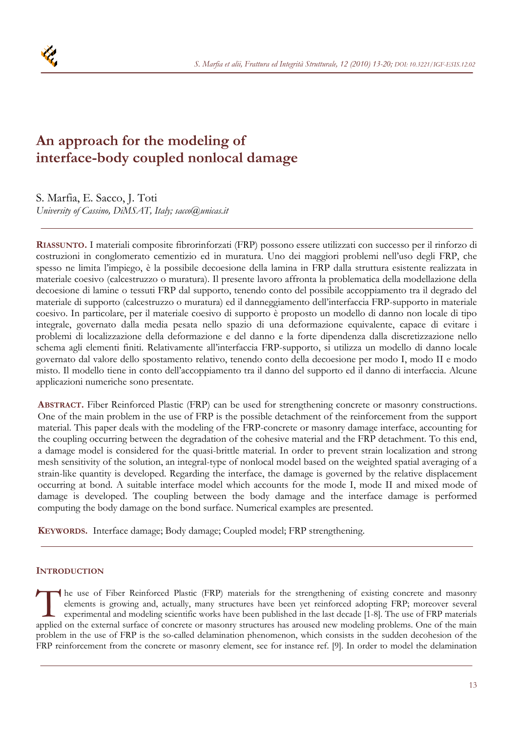# An approach for the modeling of interface-body coupled nonlocal damage

S. Marfia, E. Sacco, J. Toti

*University of Cassino, DiMSAT, Italy; sacco@unicas.it*

**RIASSUNTO.** I materiali composite fibrorinforzati (FRP) possono essere utilizzati con successo per il rinforzo di costruzioni in conglomerato cementizio ed in muratura. Uno dei maggiori problemi nell'uso degli FRP, che spesso ne limita l'impiego, è la possibile decoesione della lamina in FRP dalla struttura esistente realizzata in materiale coesivo (calcestruzzo o muratura). Il presente lavoro affronta la problematica della modellazione della decoesione di lamine o tessuti FRP dal supporto, tenendo conto del possibile accoppiamento tra il degrado del materiale di supporto (calcestruzzo o muratura) ed il danneggiamento dell'interfaccia FRP-supporto in materiale coesivo. In particolare, per il materiale coesivo di supporto è proposto un modello di danno non locale di tipo integrale, governato dalla media pesata nello spazio di una deformazione equivalente, capace di evitare i problemi di localizzazione della deformazione e del danno e la forte dipendenza dalla discretizzazione nello schema agli elementi finiti. Relativamente all'interfaccia FRP-supporto, si utilizza un modello di danno locale governato dal valore dello spostamento relativo, tenendo conto della decoesione per modo I, modo II e modo misto. Il modello tiene in conto dell'accoppiamento tra il danno del supporto ed il danno di interfaccia. Alcune applicazioni numeriche sono presentate.

**ABSTRACT.** Fiber Reinforced Plastic (FRP) can be used for strengthening concrete or masonry constructions. One of the main problem in the use of FRP is the possible detachment of the reinforcement from the support material. This paper deals with the modeling of the FRP-concrete or masonry damage interface, accounting for the coupling occurring between the degradation of the cohesive material and the FRP detachment. To this end, a damage model is considered for the quasi-brittle material. In order to prevent strain localization and strong mesh sensitivity of the solution, an integral-type of nonlocal model based on the weighted spatial averaging of a strain-like quantity is developed. Regarding the interface, the damage is governed by the relative displacement occurring at bond. A suitable interface model which accounts for the mode I, mode II and mixed mode of damage is developed. The coupling between the body damage and the interface damage is performed computing the body damage on the bond surface. Numerical examples are presented.

**KEYWORDS.** Interface damage; Body damage; Coupled model; FRP strengthening.

## INTRODUCTION

The use of Fiber Reinforced Plastic (FRP) materials for the strengthening of existing concrete and masonry elements is growing and, actually, many structures have been yet reinforced adopting FRP; moreover several experimental and modeling scientific works have been published in the last decade [1-8]. The use of FRP materials applied on the external surface of concrete or masonry structures has aroused new modeling problems. One of the main problem in the use of FRP is the so-called delamination phenomenon, which consists in the sudden decohesion of the FRP reinforcement from the concrete or masonry element, see for instance ref. [9]. In order to model the delamination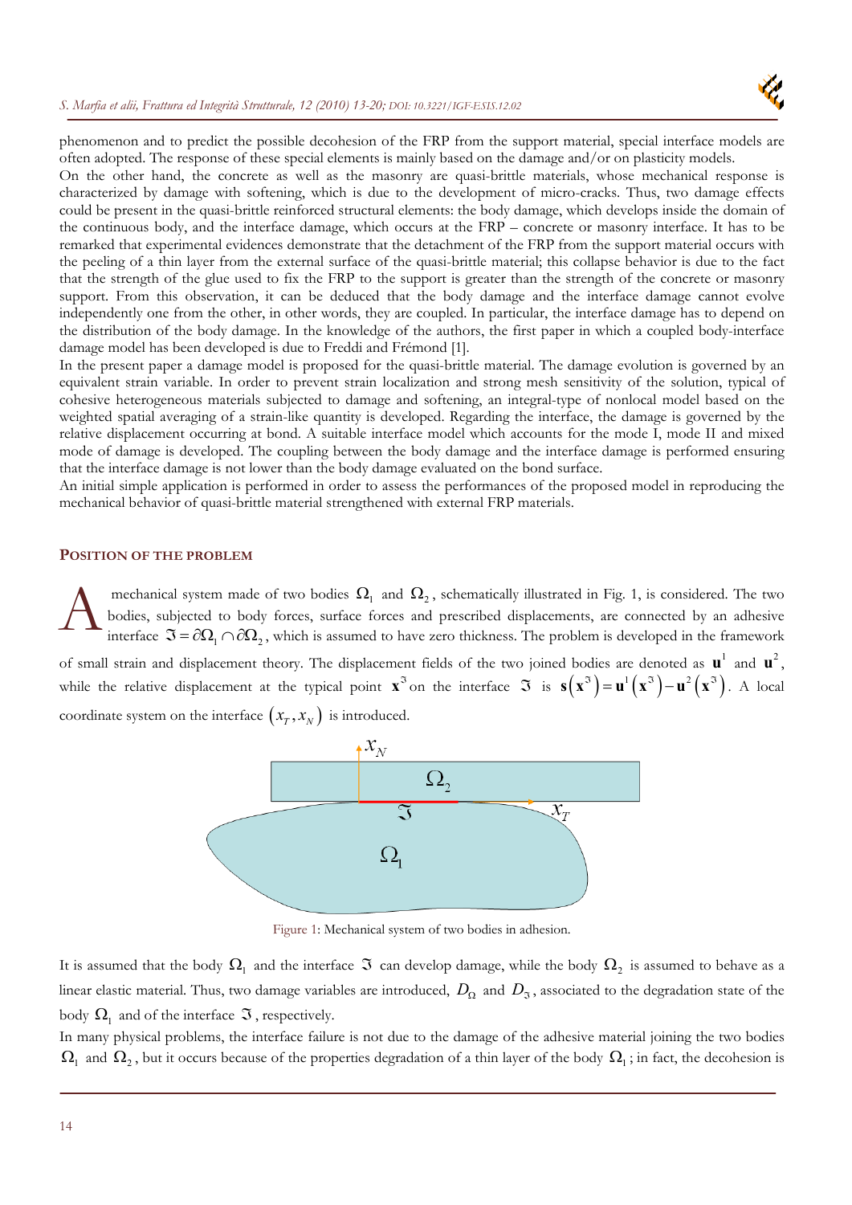phenomenon and to predict the possible decohesion of the FRP from the support material, special interface models are often adopted. The response of these special elements is mainly based on the damage and/or on plasticity models.

On the other hand, the concrete as well as the masonry are quasi-brittle materials, whose mechanical response is characterized by damage with softening, which is due to the development of micro-cracks. Thus, two damage effects could be present in the quasi-brittle reinforced structural elements: the body damage, which develops inside the domain of the continuous body, and the interface damage, which occurs at the FRP – concrete or masonry interface. It has to be remarked that experimental evidences demonstrate that the detachment of the FRP from the support material occurs with the peeling of a thin layer from the external surface of the quasi-brittle material; this collapse behavior is due to the fact that the strength of the glue used to fix the FRP to the support is greater than the strength of the concrete or masonry support. From this observation, it can be deduced that the body damage and the interface damage cannot evolve independently one from the other, in other words, they are coupled. In particular, the interface damage has to depend on the distribution of the body damage. In the knowledge of the authors, the first paper in which a coupled body-interface damage model has been developed is due to Freddi and Frémond [1].

In the present paper a damage model is proposed for the quasi-brittle material. The damage evolution is governed by an equivalent strain variable. In order to prevent strain localization and strong mesh sensitivity of the solution, typical of cohesive heterogeneous materials subjected to damage and softening, an integral-type of nonlocal model based on the weighted spatial averaging of a strain-like quantity is developed. Regarding the interface, the damage is governed by the relative displacement occurring at bond. A suitable interface model which accounts for the mode I, mode II and mixed mode of damage is developed. The coupling between the body damage and the interface damage is performed ensuring that the interface damage is not lower than the body damage evaluated on the bond surface.

An initial simple application is performed in order to assess the performances of the proposed model in reproducing the mechanical behavior of quasi-brittle material strengthened with external FRP materials.

## POSITION OF THE PROBLEM

A mechanical system made of two bodies $\Omega_1$ and $\Omega_2$, schematically illustrated in Fig. 1, is considered. The two bodies, subjected to body forces, surface forces and prescribed displacements, are connected by an adhesive interface $\Im = \partial\Omega_1 \cap \partial\Omega_2$, which is assumed to have zero thickness. The problem is developed in the framework of small strain and displacement theory. The displacement fields of the two joined bodies are denoted as $\mathbf{u}^1$ and $\mathbf{u}^2$, while the relative displacement at the typical point $\mathbf{x}^{\Im}$ on the interface $\Im$ is $\mathbf{s}\left(\mathbf{x}^{\Im}\right) = \mathbf{u}^1\left(\mathbf{x}^{\Im}\right) - \mathbf{u}^2\left(\mathbf{x}^{\Im}\right)$. A local coordinate system on the interface $\left(x_T, x_N\right)$ is introduced.

$x_N$

$\Omega_2$

$\Im$

$x_T$

$\Omega_1$

Figure 1: Mechanical system of two bodies in adhesion.

It is assumed that the body $\Omega_1$ and the interface $\Im$ can develop damage, while the body $\Omega_2$ is assumed to behave as a linear elastic material. Thus, two damage variables are introduced, $D_\Omega$ and $D_\Im$, associated to the degradation state of the body $\Omega_1$ and of the interface $\Im$, respectively.

In many physical problems, the interface failure is not due to the damage of the adhesive material joining the two bodies $\Omega_1$ and $\Omega_2$, but it occurs because of the properties degradation of a thin layer of the body $\Omega_1$; in fact, the decohesion is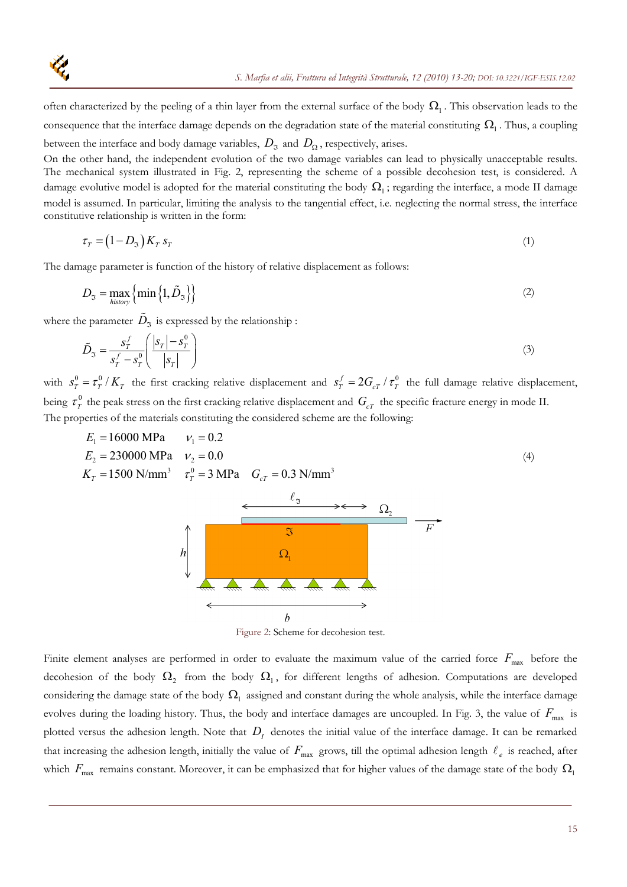often characterized by the peeling of a thin layer from the external surface of the body $\Omega_1$. This observation leads to the consequence that the interface damage depends on the degradation state of the material constituting $\Omega_1$. Thus, a coupling between the interface and body damage variables, $D_{\Im}$ and $D_{\Omega}$, respectively, arises.

On the other hand, the independent evolution of the two damage variables can lead to physically unacceptable results. The mechanical system illustrated in Fig. 2, representing the scheme of a possible decohesion test, is considered. A damage evolutive model is adopted for the material constituting the body $\Omega_1$; regarding the interface, a mode II damage model is assumed. In particular, limiting the analysis to the tangential effect, i.e. neglecting the normal stress, the interface constitutive relationship is written in the form:

$$\tau_T = \left(1 - D_{\Im}\right) K_T \, s_T \tag{1}$$

The damage parameter is function of the history of relative displacement as follows:

$$D_{\Im} = \max_{history} \left\{ \min \left\{ 1, \tilde{D}_{\Im} \right\} \right\} \tag{2}$$

where the parameter $\tilde{D}_{\Im}$ is expressed by the relationship :

$$\tilde{D}_{\Im} = \frac{s_T^f}{s_T^f - s_T^0} \left( \frac{|s_T| - s_T^0}{|s_T|} \right) \tag{3}$$

with $s_T^0 = \tau_T^0 / K_T$ the first cracking relative displacement and $s_T^f = 2G_{cT} / \tau_T^0$ the full damage relative displacement, being $\tau_T^0$ the peak stress on the first cracking relative displacement and $G_{cT}$ the specific fracture energy in mode II.

The properties of the materials constituting the considered scheme are the following:

$$\begin{aligned} &E_1 = 16000 \text{ MPa} \quad \nu_1 = 0.2 \\ &E_2 = 230000 \text{ MPa} \quad \nu_2 = 0.0 \\ &K_T = 1500 \text{ N/mm}^3 \quad \tau_T^0 = 3 \text{ MPa} \quad G_{cT} = 0.3 \text{ N/mm}^3 \end{aligned} \tag{4}$$

Figure 2: Scheme for decohesion test.

Finite element analyses are performed in order to evaluate the maximum value of the carried force $F_{\max}$ before the decohesion of the body $\Omega_2$ from the body $\Omega_1$, for different lengths of adhesion. Computations are developed considering the damage state of the body $\Omega_1$ assigned and constant during the whole analysis, while the interface damage evolves during the loading history. Thus, the body and interface damages are uncoupled. In Fig. 3, the value of $F_{\max}$ is plotted versus the adhesion length. Note that $D_I$ denotes the initial value of the interface damage. It can be remarked that increasing the adhesion length, initially the value of $F_{\max}$ grows, till the optimal adhesion length $\ell_e$ is reached, after which $F_{\max}$ remains constant. Moreover, it can be emphasized that for higher values of the damage state of the body $\Omega_1$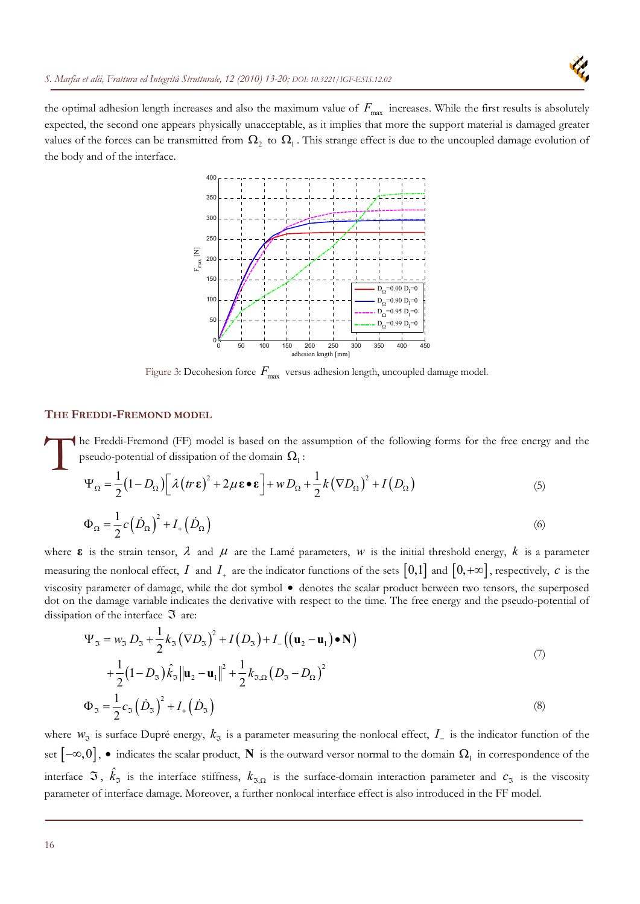the optimal adhesion length increases and also the maximum value of $F_{max}$ increases. While the first results is absolutely expected, the second one appears physically unacceptable, as it implies that more the support material is damaged greater values of the forces can be transmitted from $\Omega_2$ to $\Omega_1$. This strange effect is due to the uncoupled damage evolution of the body and of the interface.

400
350
300
250
200
150
100
50
0
$F_{max}$ [N]
0 50 100 150 200 250 300 350 400 450
adhesion length [mm]
$D_\Omega$=0.00 $D_I$=0
$D_\Omega$=0.90 $D_I$=0
$D_\Omega$=0.95 $D_I$=0
$D_\Omega$=0.99 $D_I$=0

Figure 3: Decohesion force $F_{max}$ versus adhesion length, uncoupled damage model.

## THE FREDDI-FREMOND MODEL

The Freddi-Fremond (FF) model is based on the assumption of the following forms for the free energy and the pseudo-potential of dissipation of the domain $\Omega_1$:

$$\Psi_\Omega = \frac{1}{2}(1-D_\Omega)\left[\lambda(tr\,\boldsymbol{\varepsilon})^2 + 2\mu\boldsymbol{\varepsilon}\bullet\boldsymbol{\varepsilon}\right] + w D_\Omega + \frac{1}{2}k(\nabla D_\Omega)^2 + I(D_\Omega) \tag{5}$$

$$\Phi_\Omega = \frac{1}{2}c\left(\dot{D}_\Omega\right)^2 + I_+\left(\dot{D}_\Omega\right) \tag{6}$$

where $\boldsymbol{\varepsilon}$ is the strain tensor, $\lambda$ and $\mu$ are the Lamé parameters, $w$ is the initial threshold energy, $k$ is a parameter measuring the nonlocal effect, $I$ and $I_+$ are the indicator functions of the sets $[0,1]$ and $[0,+\infty]$, respectively, $c$ is the viscosity parameter of damage, while the dot symbol $\bullet$ denotes the scalar product between two tensors, the superposed dot on the damage variable indicates the derivative with respect to the time. The free energy and the pseudo-potential of dissipation of the interface $\Im$ are:

$$\begin{aligned}\Psi_\Im = {} & w_\Im D_\Im + \frac{1}{2}k_\Im(\nabla D_\Im)^2 + I(D_\Im) + I_-\left((\mathbf{u}_2-\mathbf{u}_1)\bullet\mathbf{N}\right) \\ & + \frac{1}{2}(1-D_\Im)\hat{k}_\Im\left\|\mathbf{u}_2-\mathbf{u}_1\right\|^2 + \frac{1}{2}k_{\Im,\Omega}\left(D_\Im - D_\Omega\right)^2\end{aligned} \tag{7}$$

$$\Phi_\Im = \frac{1}{2}c_\Im\left(\dot{D}_\Im\right)^2 + I_+\left(\dot{D}_\Im\right) \tag{8}$$

where $w_\Im$ is surface Dupré energy, $k_\Im$ is a parameter measuring the nonlocal effect, $I_-$ is the indicator function of the set $[-\infty,0]$, $\bullet$ indicates the scalar product, $\mathbf{N}$ is the outward versor normal to the domain $\Omega_1$ in correspondence of the interface $\Im$, $\hat{k}_\Im$ is the interface stiffness, $k_{\Im,\Omega}$ is the surface-domain interaction parameter and $c_\Im$ is the viscosity parameter of interface damage. Moreover, a further nonlocal interface effect is also introduced in the FF model.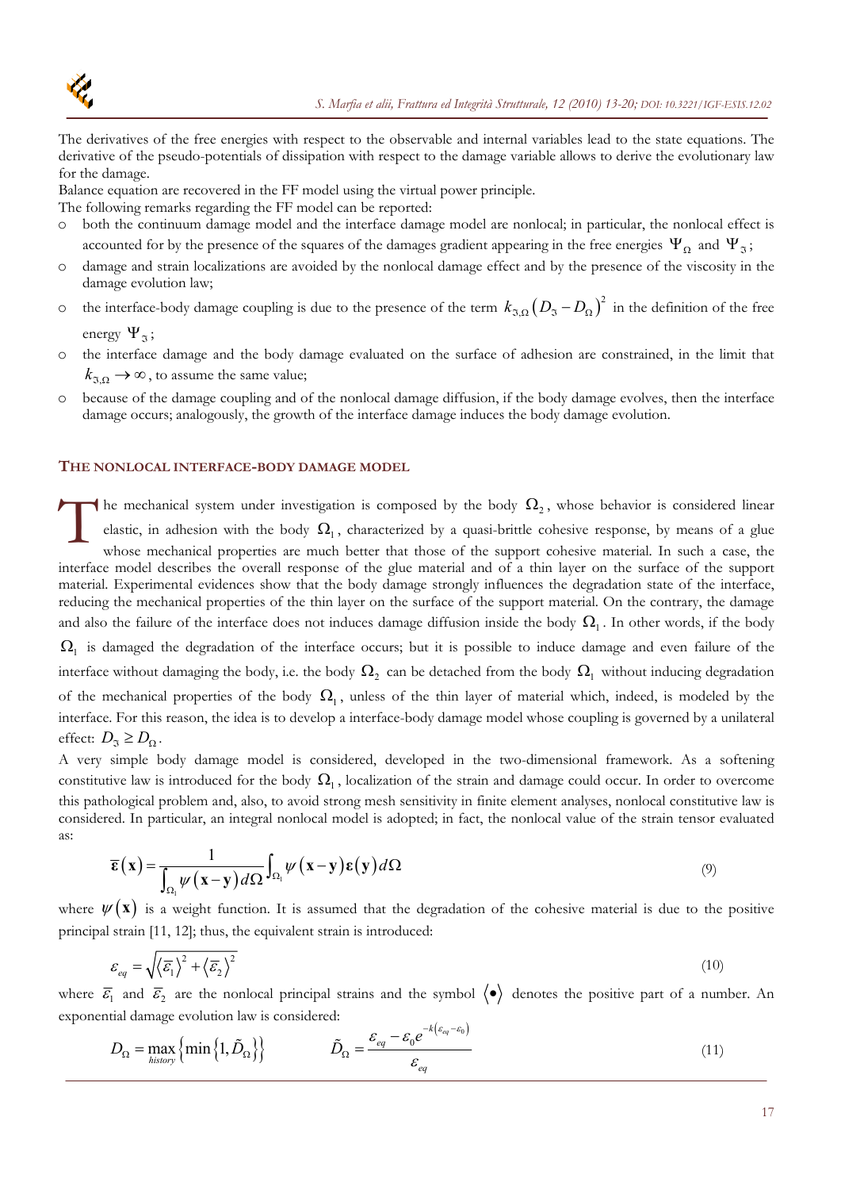The derivatives of the free energies with respect to the observable and internal variables lead to the state equations. The derivative of the pseudo-potentials of dissipation with respect to the damage variable allows to derive the evolutionary law for the damage.

Balance equation are recovered in the FF model using the virtual power principle.

The following remarks regarding the FF model can be reported:

- both the continuum damage model and the interface damage model are nonlocal; in particular, the nonlocal effect is accounted for by the presence of the squares of the damages gradient appearing in the free energies $\Psi_{\Omega}$ and $\Psi_{\Im}$;
- damage and strain localizations are avoided by the nonlocal damage effect and by the presence of the viscosity in the damage evolution law;
- the interface-body damage coupling is due to the presence of the term $k_{\Im,\Omega}\left(D_{\Im}-D_{\Omega}\right)^2$ in the definition of the free energy $\Psi_{\Im}$;
- the interface damage and the body damage evaluated on the surface of adhesion are constrained, in the limit that $k_{\Im,\Omega}\rightarrow\infty$, to assume the same value;
- because of the damage coupling and of the nonlocal damage diffusion, if the body damage evolves, then the interface damage occurs; analogously, the growth of the interface damage induces the body damage evolution.

## THE NONLOCAL INTERFACE-BODY DAMAGE MODEL

The mechanical system under investigation is composed by the body $\Omega_2$, whose behavior is considered linear elastic, in adhesion with the body $\Omega_1$, characterized by a quasi-brittle cohesive response, by means of a glue whose mechanical properties are much better that those of the support cohesive material. In such a case, the interface model describes the overall response of the glue material and of a thin layer on the surface of the support material. Experimental evidences show that the body damage strongly influences the degradation state of the interface, reducing the mechanical properties of the thin layer on the surface of the support material. On the contrary, the damage and also the failure of the interface does not induces damage diffusion inside the body $\Omega_1$. In other words, if the body $\Omega_1$ is damaged the degradation of the interface occurs; but it is possible to induce damage and even failure of the interface without damaging the body, i.e. the body $\Omega_2$ can be detached from the body $\Omega_1$ without inducing degradation of the mechanical properties of the body $\Omega_1$, unless of the thin layer of material which, indeed, is modeled by the interface. For this reason, the idea is to develop a interface-body damage model whose coupling is governed by a unilateral effect: $D_{\Im}\geq D_{\Omega}$.

A very simple body damage model is considered, developed in the two-dimensional framework. As a softening constitutive law is introduced for the body $\Omega_1$, localization of the strain and damage could occur. In order to overcome this pathological problem and, also, to avoid strong mesh sensitivity in finite element analyses, nonlocal constitutive law is considered. In particular, an integral nonlocal model is adopted; in fact, the nonlocal value of the strain tensor evaluated as:

$$\overline{\boldsymbol{\varepsilon}}\left(\mathbf{x}\right)=\frac{1}{\int_{\Omega_1}\psi\left(\mathbf{x}-\mathbf{y}\right)d\Omega}\int_{\Omega_1}\psi\left(\mathbf{x}-\mathbf{y}\right)\boldsymbol{\varepsilon}\left(\mathbf{y}\right)d\Omega \tag{9}$$

where $\psi\left(\mathbf{x}\right)$ is a weight function. It is assumed that the degradation of the cohesive material is due to the positive principal strain [11, 12]; thus, the equivalent strain is introduced:

$$\varepsilon_{eq}=\sqrt{\left\langle\overline{\varepsilon}_1\right\rangle^2+\left\langle\overline{\varepsilon}_2\right\rangle^2} \tag{10}$$

where $\overline{\varepsilon}_1$ and $\overline{\varepsilon}_2$ are the nonlocal principal strains and the symbol $\left\langle\bullet\right\rangle$ denotes the positive part of a number. An exponential damage evolution law is considered:

$$D_{\Omega}=\max_{history}\left\{\min\left\{1,\tilde{D}_{\Omega}\right\}\right\}\qquad\qquad \tilde{D}_{\Omega}=\frac{\varepsilon_{eq}-\varepsilon_0 e^{-k\left(\varepsilon_{eq}-\varepsilon_0\right)}}{\varepsilon_{eq}} \tag{11}$$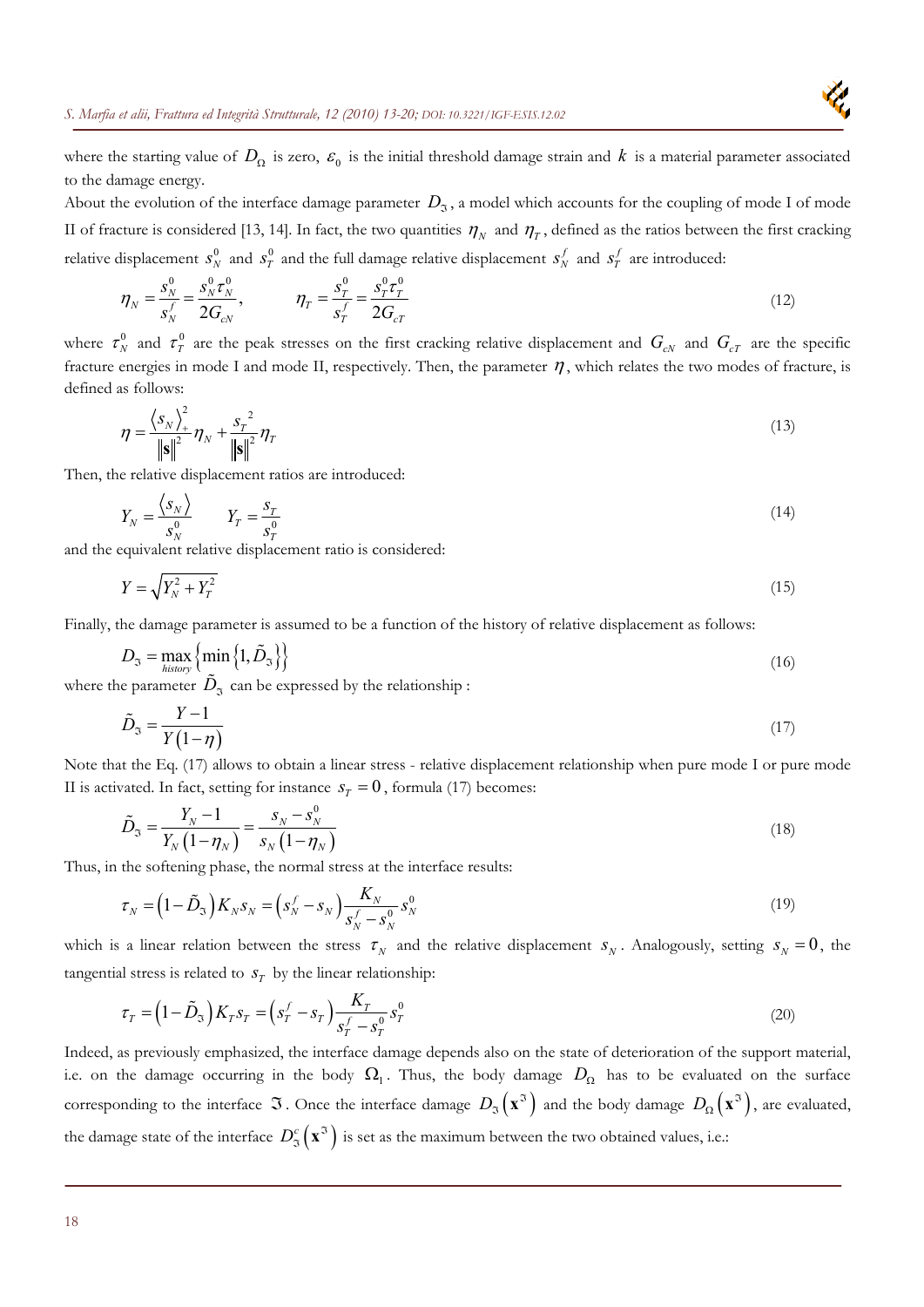where the starting value of $D_\Omega$ is zero, $\varepsilon_0$ is the initial threshold damage strain and $k$ is a material parameter associated to the damage energy.

About the evolution of the interface damage parameter $D_\Im$, a model which accounts for the coupling of mode I of mode II of fracture is considered [13, 14]. In fact, the two quantities $\eta_N$ and $\eta_T$, defined as the ratios between the first cracking relative displacement $s_N^0$ and $s_T^0$ and the full damage relative displacement $s_N^f$ and $s_T^f$ are introduced:

$$\eta_N = \frac{s_N^0}{s_N^f} = \frac{s_N^0 \tau_N^0}{2G_{cN}}, \qquad \eta_T = \frac{s_T^0}{s_T^f} = \frac{s_T^0 \tau_T^0}{2G_{cT}} \tag{12}$$

where $\tau_N^0$ and $\tau_T^0$ are the peak stresses on the first cracking relative displacement and $G_{cN}$ and $G_{cT}$ are the specific fracture energies in mode I and mode II, respectively. Then, the parameter $\eta$, which relates the two modes of fracture, is defined as follows:

$$\eta = \frac{\langle s_N \rangle_+^2}{\|\mathbf{s}\|^2}\eta_N + \frac{{s_T}^2}{\|\mathbf{s}\|^2}\eta_T \tag{13}$$

Then, the relative displacement ratios are introduced:

$$Y_N = \frac{\langle s_N \rangle}{s_N^0} \qquad Y_T = \frac{s_T}{s_T^0} \tag{14}$$

and the equivalent relative displacement ratio is considered:

$$Y = \sqrt{Y_N^2 + Y_T^2} \tag{15}$$

Finally, the damage parameter is assumed to be a function of the history of relative displacement as follows:

$$D_\Im = \max_{history}\left\{\min\left\{1, \tilde{D}_\Im\right\}\right\} \tag{16}$$

where the parameter $\tilde{D}_\Im$ can be expressed by the relationship :

$$\tilde{D}_\Im = \frac{Y-1}{Y(1-\eta)} \tag{17}$$

Note that the Eq. (17) allows to obtain a linear stress - relative displacement relationship when pure mode I or pure mode II is activated. In fact, setting for instance $s_T = 0$, formula (17) becomes:

$$\tilde{D}_\Im = \frac{Y_N - 1}{Y_N(1-\eta_N)} = \frac{s_N - s_N^0}{s_N(1-\eta_N)} \tag{18}$$

Thus, in the softening phase, the normal stress at the interface results:

$$\tau_N = \left(1-\tilde{D}_\Im\right)K_N s_N = \left(s_N^f - s_N\right)\frac{K_N}{s_N^f - s_N^0}s_N^0 \tag{19}$$

which is a linear relation between the stress $\tau_N$ and the relative displacement $s_N$. Analogously, setting $s_N = 0$, the tangential stress is related to $s_T$ by the linear relationship:

$$\tau_T = \left(1-\tilde{D}_\Im\right)K_T s_T = \left(s_T^f - s_T\right)\frac{K_T}{s_T^f - s_T^0}s_T^0 \tag{20}$$

Indeed, as previously emphasized, the interface damage depends also on the state of deterioration of the support material, i.e. on the damage occurring in the body $\Omega_1$. Thus, the body damage $D_\Omega$ has to be evaluated on the surface corresponding to the interface $\Im$. Once the interface damage $D_\Im\left(\mathbf{x}^\Im\right)$ and the body damage $D_\Omega\left(\mathbf{x}^\Im\right)$, are evaluated, the damage state of the interface $D_\Im^c\left(\mathbf{x}^\Im\right)$ is set as the maximum between the two obtained values, i.e.: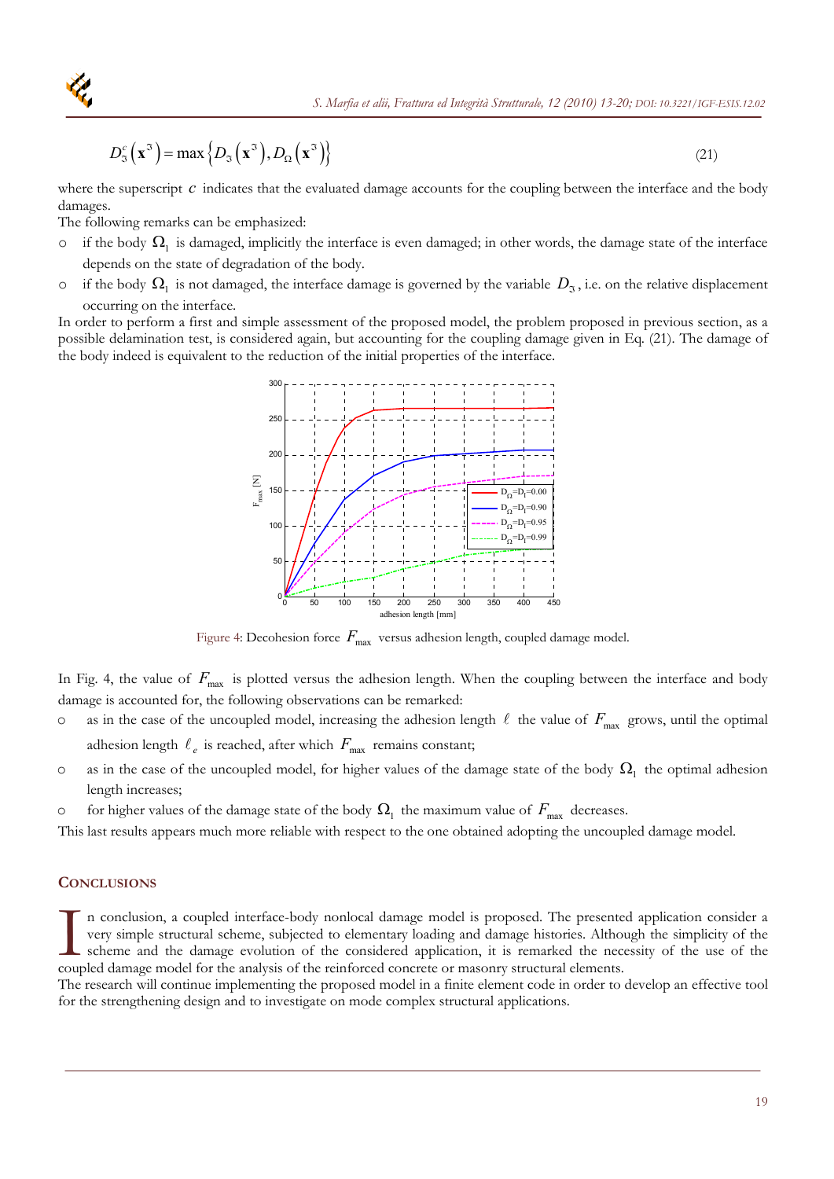$$D_{\Im}^{c}\left(\mathbf{x}^{\Im}\right)=\max\left\{D_{\Im}\left(\mathbf{x}^{\Im}\right),D_{\Omega}\left(\mathbf{x}^{\Im}\right)\right\} \tag{21}$$

where the superscript $c$ indicates that the evaluated damage accounts for the coupling between the interface and the body damages.

The following remarks can be emphasized:

- if the body $\Omega_1$ is damaged, implicitly the interface is even damaged; in other words, the damage state of the interface depends on the state of degradation of the body.
- if the body $\Omega_1$ is not damaged, the interface damage is governed by the variable $D_{\Im}$, i.e. on the relative displacement occurring on the interface.

In order to perform a first and simple assessment of the proposed model, the problem proposed in previous section, as a possible delamination test, is considered again, but accounting for the coupling damage given in Eq. (21). The damage of the body indeed is equivalent to the reduction of the initial properties of the interface.

300
250
200
150
100
50
0
$F_{max}$ [N]
0 50 100 150 200 250 300 350 400 450
adhesion length [mm]
$D_{\Omega}$=$D_I$=0.00
$D_{\Omega}$=$D_I$=0.90
$D_{\Omega}$=$D_I$=0.95
$D_{\Omega}$=$D_I$=0.99

Figure 4: Decohesion force $F_{\max}$ versus adhesion length, coupled damage model.

In Fig. 4, the value of $F_{\max}$ is plotted versus the adhesion length. When the coupling between the interface and body damage is accounted for, the following observations can be remarked:

- as in the case of the uncoupled model, increasing the adhesion length $\ell$ the value of $F_{\max}$ grows, until the optimal adhesion length $\ell_e$ is reached, after which $F_{\max}$ remains constant;
- as in the case of the uncoupled model, for higher values of the damage state of the body $\Omega_1$ the optimal adhesion length increases;
- for higher values of the damage state of the body $\Omega_1$ the maximum value of $F_{\max}$ decreases.

This last results appears much more reliable with respect to the one obtained adopting the uncoupled damage model.

## Conclusions

In conclusion, a coupled interface-body nonlocal damage model is proposed. The presented application consider a very simple structural scheme, subjected to elementary loading and damage histories. Although the simplicity of the scheme and the damage evolution of the considered application, it is remarked the necessity of the use of the coupled damage model for the analysis of the reinforced concrete or masonry structural elements.

The research will continue implementing the proposed model in a finite element code in order to develop an effective tool for the strengthening design and to investigate on mode complex structural applications.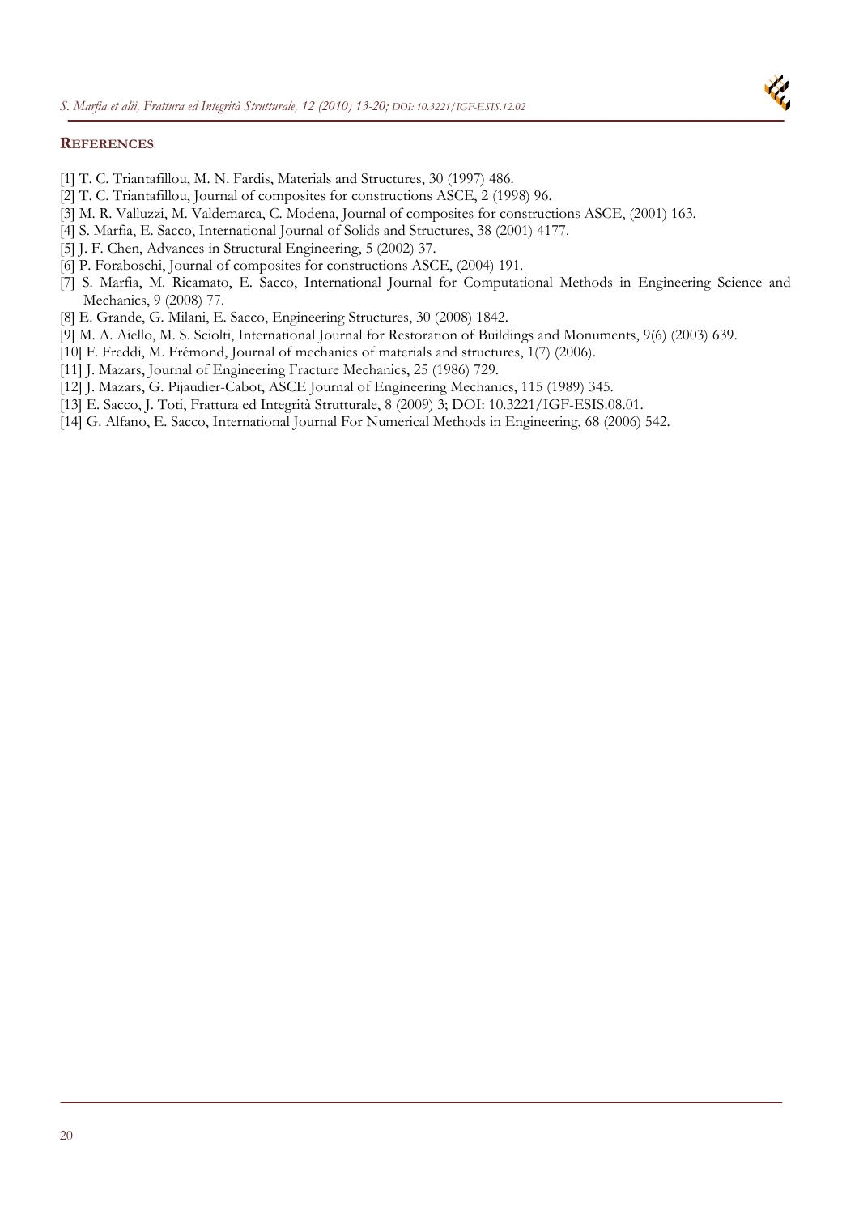## REFERENCES

[1] T. C. Triantafillou, M. N. Fardis, Materials and Structures, 30 (1997) 486.
[2] T. C. Triantafillou, Journal of composites for constructions ASCE, 2 (1998) 96.
[3] M. R. Valluzzi, M. Valdemarca, C. Modena, Journal of composites for constructions ASCE, (2001) 163.
[4] S. Marfia, E. Sacco, International Journal of Solids and Structures, 38 (2001) 4177.
[5] J. F. Chen, Advances in Structural Engineering, 5 (2002) 37.
[6] P. Foraboschi, Journal of composites for constructions ASCE, (2004) 191.
[7] S. Marfia, M. Ricamato, E. Sacco, International Journal for Computational Methods in Engineering Science and Mechanics, 9 (2008) 77.
[8] E. Grande, G. Milani, E. Sacco, Engineering Structures, 30 (2008) 1842.
[9] M. A. Aiello, M. S. Sciolti, International Journal for Restoration of Buildings and Monuments, 9(6) (2003) 639.
[10] F. Freddi, M. Frémond, Journal of mechanics of materials and structures, 1(7) (2006).
[11] J. Mazars, Journal of Engineering Fracture Mechanics, 25 (1986) 729.
[12] J. Mazars, G. Pijaudier-Cabot, ASCE Journal of Engineering Mechanics, 115 (1989) 345.
[13] E. Sacco, J. Toti, Frattura ed Integrità Strutturale, 8 (2009) 3; DOI: 10.3221/IGF-ESIS.08.01.
[14] G. Alfano, E. Sacco, International Journal For Numerical Methods in Engineering, 68 (2006) 542.